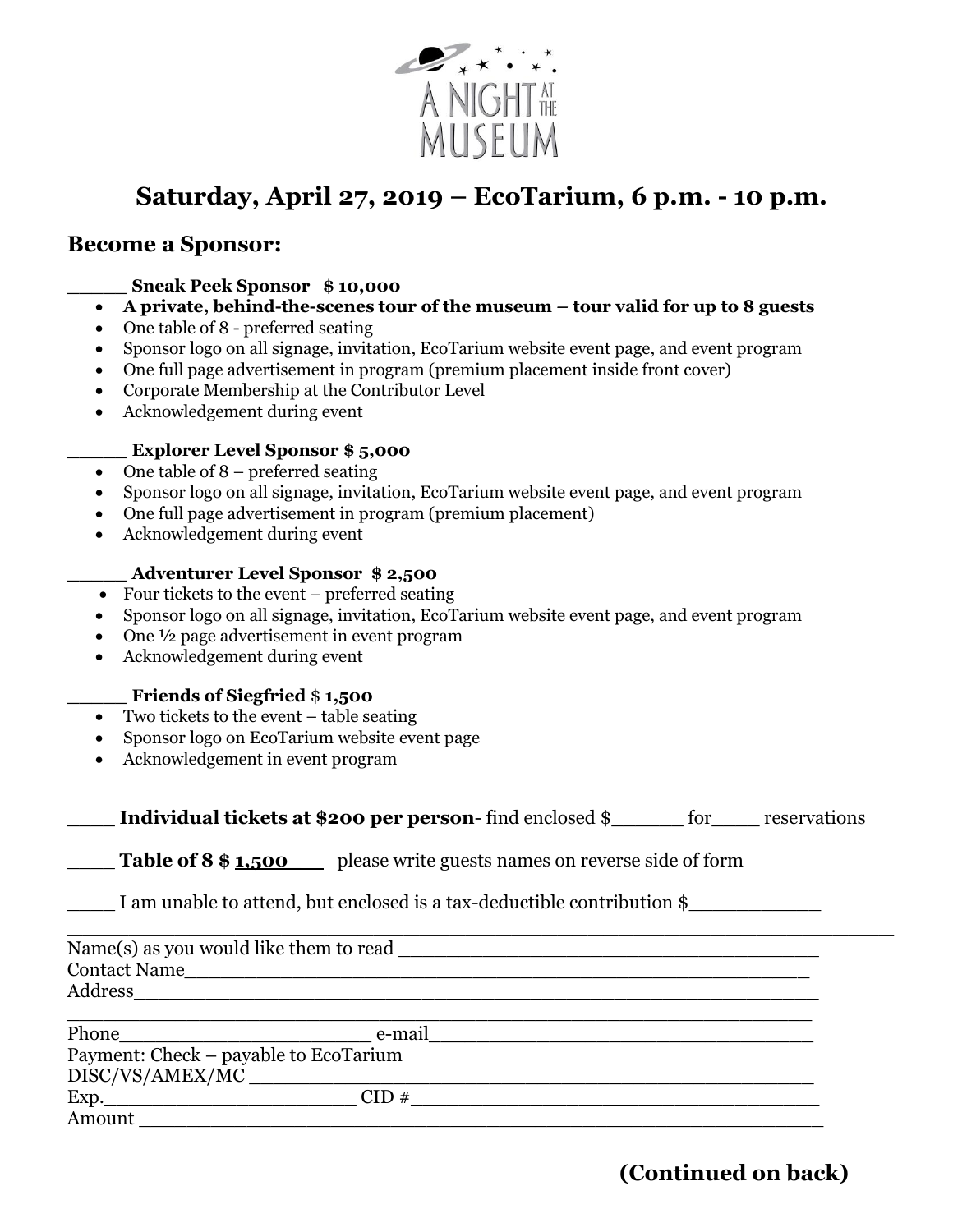A NIGHT AT THE MUSEUM

## Saturday, April 27, 2019 – EcoTarium, 6 p.m. - 10 p.m.

### Become a Sponsor:

_____ **Sneak Peek Sponsor $ 10,000**

- **A private, behind-the-scenes tour of the museum – tour valid for up to 8 guests**
- One table of 8 - preferred seating
- Sponsor logo on all signage, invitation, EcoTarium website event page, and event program
- One full page advertisement in program (premium placement inside front cover)
- Corporate Membership at the Contributor Level
- Acknowledgement during event

_____ **Explorer Level Sponsor $ 5,000**

- One table of 8 – preferred seating
- Sponsor logo on all signage, invitation, EcoTarium website event page, and event program
- One full page advertisement in program (premium placement)
- Acknowledgement during event

_____ **Adventurer Level Sponsor $ 2,500**

- Four tickets to the event – preferred seating
- Sponsor logo on all signage, invitation, EcoTarium website event page, and event program
- One ½ page advertisement in event program
- Acknowledgement during event

_____ **Friends of Siegfried $ 1,500**

- Two tickets to the event – table seating
- Sponsor logo on EcoTarium website event page
- Acknowledgement in event program

____ **Individual tickets at $200 per person**- find enclosed $______ for____ reservations

____ **Table of 8 $ 1,500** please write guests names on reverse side of form

____ I am unable to attend, but enclosed is a tax-deductible contribution $___________

Name(s) as you would like them to read ___________________________________

Contact Name_______________________________________________________

Address____________________________________________________________

___________________________________________________________________

Phone______________________ e-mail________________________________

Payment: Check – payable to EcoTarium

DISC/VS/AMEX/MC _________________________________________________

Exp.______________________ CID #___________________________________

Amount ____________________________________________________________

**(Continued on back)**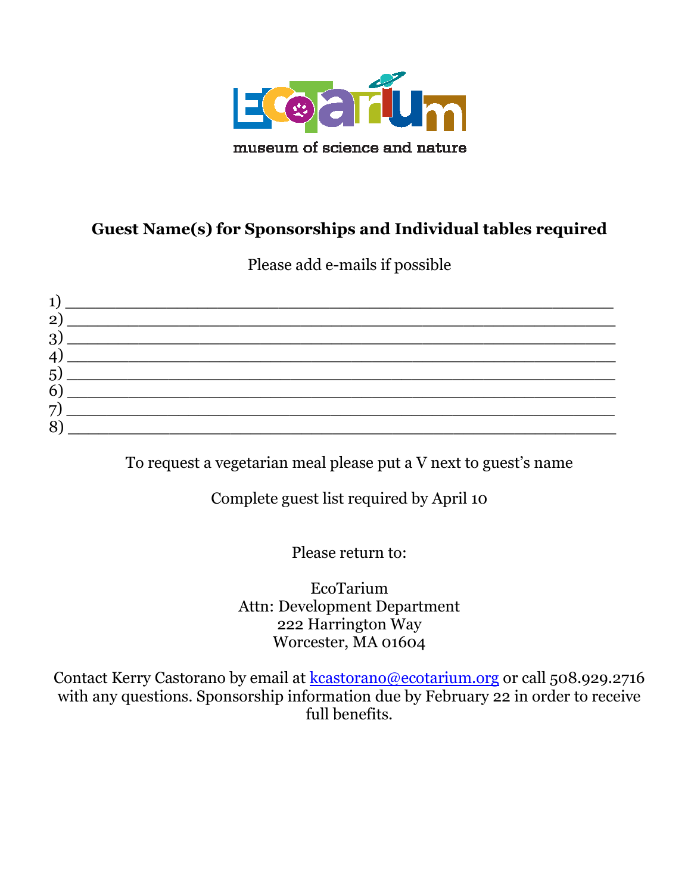EcoTarium

museum of science and nature

**Guest Name(s) for Sponsorships and Individual tables required**

Please add e-mails if possible

1) ____________________________________________________
2) ____________________________________________________
3) ____________________________________________________
4) ____________________________________________________
5) ____________________________________________________
6) ____________________________________________________
7) ____________________________________________________
8) ____________________________________________________

To request a vegetarian meal please put a V next to guest's name

Complete guest list required by April 10

Please return to:

EcoTarium
Attn: Development Department
222 Harrington Way
Worcester, MA 01604

Contact Kerry Castorano by email at kcastorano@ecotarium.org or call 508.929.2716 with any questions. Sponsorship information due by February 22 in order to receive full benefits.